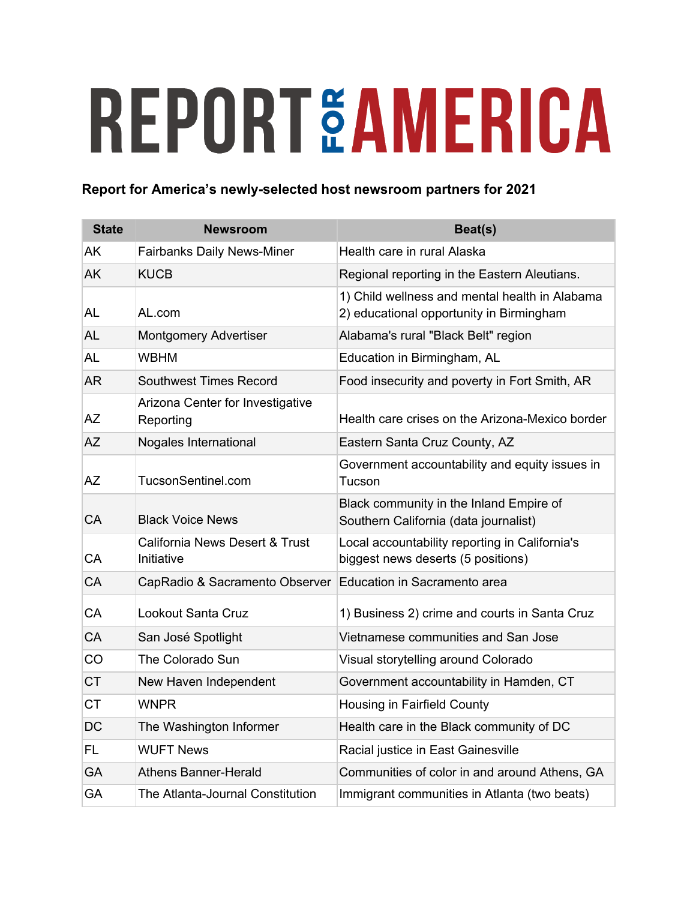# REPORT FOR AMERICA

**Report for America's newly-selected host newsroom partners for 2021**

| State | Newsroom | Beat(s) |
|---|---|---|
| AK | Fairbanks Daily News-Miner | Health care in rural Alaska |
| AK | KUCB | Regional reporting in the Eastern Aleutians. |
| AL | AL.com | 1) Child wellness and mental health in Alabama 2) educational opportunity in Birmingham |
| AL | Montgomery Advertiser | Alabama's rural "Black Belt" region |
| AL | WBHM | Education in Birmingham, AL |
| AR | Southwest Times Record | Food insecurity and poverty in Fort Smith, AR |
| AZ | Arizona Center for Investigative Reporting | Health care crises on the Arizona-Mexico border |
| AZ | Nogales International | Eastern Santa Cruz County, AZ |
| AZ | TucsonSentinel.com | Government accountability and equity issues in Tucson |
| CA | Black Voice News | Black community in the Inland Empire of Southern California (data journalist) |
| CA | California News Desert & Trust Initiative | Local accountability reporting in California's biggest news deserts (5 positions) |
| CA | CapRadio & Sacramento Observer | Education in Sacramento area |
| CA | Lookout Santa Cruz | 1) Business 2) crime and courts in Santa Cruz |
| CA | San José Spotlight | Vietnamese communities and San Jose |
| CO | The Colorado Sun | Visual storytelling around Colorado |
| CT | New Haven Independent | Government accountability in Hamden, CT |
| CT | WNPR | Housing in Fairfield County |
| DC | The Washington Informer | Health care in the Black community of DC |
| FL | WUFT News | Racial justice in East Gainesville |
| GA | Athens Banner-Herald | Communities of color in and around Athens, GA |
| GA | The Atlanta-Journal Constitution | Immigrant communities in Atlanta (two beats) |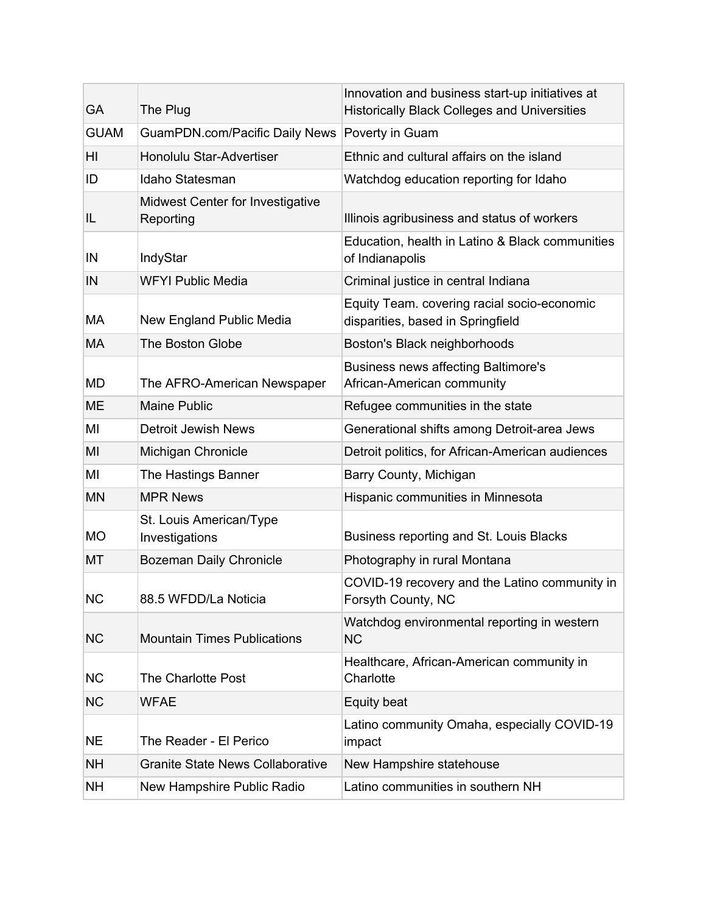| | | |
|---|---|---|
| GA | The Plug | Innovation and business start-up initiatives at Historically Black Colleges and Universities |
| GUAM | GuamPDN.com/Pacific Daily News | Poverty in Guam |
| HI | Honolulu Star-Advertiser | Ethnic and cultural affairs on the island |
| ID | Idaho Statesman | Watchdog education reporting for Idaho |
| IL | Midwest Center for Investigative Reporting | Illinois agribusiness and status of workers |
| IN | IndyStar | Education, health in Latino & Black communities of Indianapolis |
| IN | WFYI Public Media | Criminal justice in central Indiana |
| MA | New England Public Media | Equity Team. covering racial socio-economic disparities, based in Springfield |
| MA | The Boston Globe | Boston's Black neighborhoods |
| MD | The AFRO-American Newspaper | Business news affecting Baltimore's African-American community |
| ME | Maine Public | Refugee communities in the state |
| MI | Detroit Jewish News | Generational shifts among Detroit-area Jews |
| MI | Michigan Chronicle | Detroit politics, for African-American audiences |
| MI | The Hastings Banner | Barry County, Michigan |
| MN | MPR News | Hispanic communities in Minnesota |
| MO | St. Louis American/Type Investigations | Business reporting and St. Louis Blacks |
| MT | Bozeman Daily Chronicle | Photography in rural Montana |
| NC | 88.5 WFDD/La Noticia | COVID-19 recovery and the Latino community in Forsyth County, NC |
| NC | Mountain Times Publications | Watchdog environmental reporting in western NC |
| NC | The Charlotte Post | Healthcare, African-American community in Charlotte |
| NC | WFAE | Equity beat |
| NE | The Reader - El Perico | Latino community Omaha, especially COVID-19 impact |
| NH | Granite State News Collaborative | New Hampshire statehouse |
| NH | New Hampshire Public Radio | Latino communities in southern NH |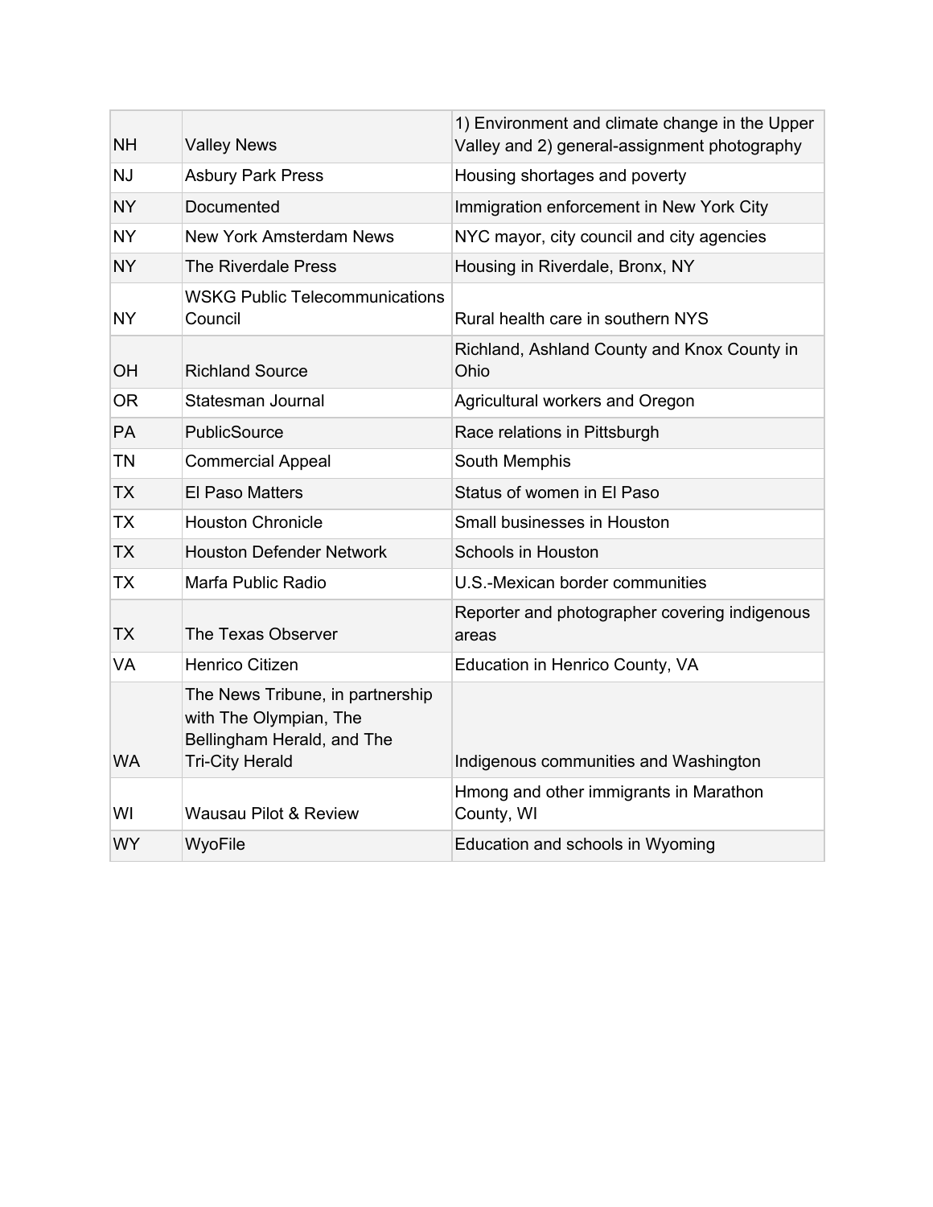| | | |
|---|---|---|
| NH | Valley News | 1) Environment and climate change in the Upper Valley and 2) general-assignment photography |
| NJ | Asbury Park Press | Housing shortages and poverty |
| NY | Documented | Immigration enforcement in New York City |
| NY | New York Amsterdam News | NYC mayor, city council and city agencies |
| NY | The Riverdale Press | Housing in Riverdale, Bronx, NY |
| NY | WSKG Public Telecommunications Council | Rural health care in southern NYS |
| OH | Richland Source | Richland, Ashland County and Knox County in Ohio |
| OR | Statesman Journal | Agricultural workers and Oregon |
| PA | PublicSource | Race relations in Pittsburgh |
| TN | Commercial Appeal | South Memphis |
| TX | El Paso Matters | Status of women in El Paso |
| TX | Houston Chronicle | Small businesses in Houston |
| TX | Houston Defender Network | Schools in Houston |
| TX | Marfa Public Radio | U.S.-Mexican border communities |
| TX | The Texas Observer | Reporter and photographer covering indigenous areas |
| VA | Henrico Citizen | Education in Henrico County, VA |
| WA | The News Tribune, in partnership with The Olympian, The Bellingham Herald, and The Tri-City Herald | Indigenous communities and Washington |
| WI | Wausau Pilot & Review | Hmong and other immigrants in Marathon County, WI |
| WY | WyoFile | Education and schools in Wyoming |